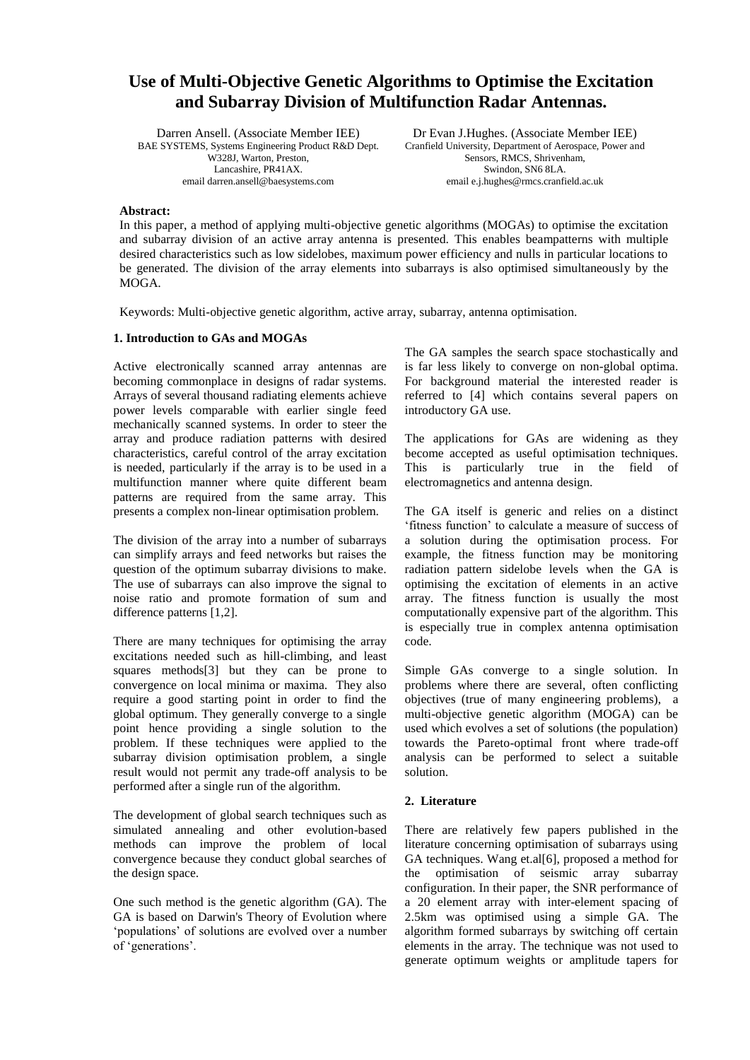# Use of Multi-Objective Genetic Algorithms to Optimise the Excitation and Subarray Division of Multifunction Radar Antennas.

Darren Ansell. (Associate Member IEE)
BAE SYSTEMS, Systems Engineering Product R&D Dept.
W328J, Warton, Preston,
Lancashire, PR41AX.
email darren.ansell@baesystems.com

Dr Evan J.Hughes. (Associate Member IEE)
Cranfield University, Department of Aerospace, Power and Sensors, RMCS, Shrivenham,
Swindon, SN6 8LA.
email e.j.hughes@rmcs.cranfield.ac.uk

**Abstract:**

In this paper, a method of applying multi-objective genetic algorithms (MOGAs) to optimise the excitation and subarray division of an active array antenna is presented. This enables beampatterns with multiple desired characteristics such as low sidelobes, maximum power efficiency and nulls in particular locations to be generated. The division of the array elements into subarrays is also optimised simultaneously by the MOGA.

Keywords: Multi-objective genetic algorithm, active array, subarray, antenna optimisation.

## 1. Introduction to GAs and MOGAs

Active electronically scanned array antennas are becoming commonplace in designs of radar systems. Arrays of several thousand radiating elements achieve power levels comparable with earlier single feed mechanically scanned systems. In order to steer the array and produce radiation patterns with desired characteristics, careful control of the array excitation is needed, particularly if the array is to be used in a multifunction manner where quite different beam patterns are required from the same array. This presents a complex non-linear optimisation problem.

The division of the array into a number of subarrays can simplify arrays and feed networks but raises the question of the optimum subarray divisions to make. The use of subarrays can also improve the signal to noise ratio and promote formation of sum and difference patterns [1,2].

There are many techniques for optimising the array excitations needed such as hill-climbing, and least squares methods[3] but they can be prone to convergence on local minima or maxima. They also require a good starting point in order to find the global optimum. They generally converge to a single point hence providing a single solution to the problem. If these techniques were applied to the subarray division optimisation problem, a single result would not permit any trade-off analysis to be performed after a single run of the algorithm.

The development of global search techniques such as simulated annealing and other evolution-based methods can improve the problem of local convergence because they conduct global searches of the design space.

One such method is the genetic algorithm (GA). The GA is based on Darwin's Theory of Evolution where 'populations' of solutions are evolved over a number of 'generations'.

The GA samples the search space stochastically and is far less likely to converge on non-global optima. For background material the interested reader is referred to [4] which contains several papers on introductory GA use.

The applications for GAs are widening as they become accepted as useful optimisation techniques. This is particularly true in the field of electromagnetics and antenna design.

The GA itself is generic and relies on a distinct 'fitness function' to calculate a measure of success of a solution during the optimisation process. For example, the fitness function may be monitoring radiation pattern sidelobe levels when the GA is optimising the excitation of elements in an active array. The fitness function is usually the most computationally expensive part of the algorithm. This is especially true in complex antenna optimisation code.

Simple GAs converge to a single solution. In problems where there are several, often conflicting objectives (true of many engineering problems), a multi-objective genetic algorithm (MOGA) can be used which evolves a set of solutions (the population) towards the Pareto-optimal front where trade-off analysis can be performed to select a suitable solution.

## 2. Literature

There are relatively few papers published in the literature concerning optimisation of subarrays using GA techniques. Wang et.al[6], proposed a method for the optimisation of seismic array subarray configuration. In their paper, the SNR performance of a 20 element array with inter-element spacing of 2.5km was optimised using a simple GA. The algorithm formed subarrays by switching off certain elements in the array. The technique was not used to generate optimum weights or amplitude tapers for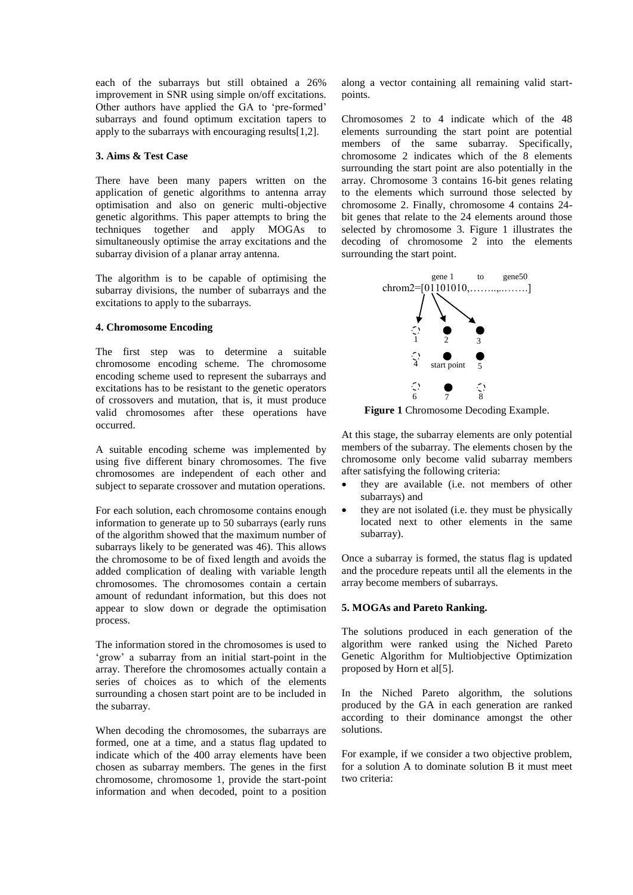each of the subarrays but still obtained a 26% improvement in SNR using simple on/off excitations. Other authors have applied the GA to 'pre-formed' subarrays and found optimum excitation tapers to apply to the subarrays with encouraging results[1,2].

### 3. Aims & Test Case

There have been many papers written on the application of genetic algorithms to antenna array optimisation and also on generic multi-objective genetic algorithms. This paper attempts to bring the techniques together and apply MOGAs to simultaneously optimise the array excitations and the subarray division of a planar array antenna.

The algorithm is to be capable of optimising the subarray divisions, the number of subarrays and the excitations to apply to the subarrays.

### 4. Chromosome Encoding

The first step was to determine a suitable chromosome encoding scheme. The chromosome encoding scheme used to represent the subarrays and excitations has to be resistant to the genetic operators of crossovers and mutation, that is, it must produce valid chromosomes after these operations have occurred.

A suitable encoding scheme was implemented by using five different binary chromosomes. The five chromosomes are independent of each other and subject to separate crossover and mutation operations.

For each solution, each chromosome contains enough information to generate up to 50 subarrays (early runs of the algorithm showed that the maximum number of subarrays likely to be generated was 46). This allows the chromosome to be of fixed length and avoids the added complication of dealing with variable length chromosomes. The chromosomes contain a certain amount of redundant information, but this does not appear to slow down or degrade the optimisation process.

The information stored in the chromosomes is used to 'grow' a subarray from an initial start-point in the array. Therefore the chromosomes actually contain a series of choices as to which of the elements surrounding a chosen start point are to be included in the subarray.

When decoding the chromosomes, the subarrays are formed, one at a time, and a status flag updated to indicate which of the 400 array elements have been chosen as subarray members. The genes in the first chromosome, chromosome 1, provide the start-point information and when decoded, point to a position along a vector containing all remaining valid start-points.

Chromosomes 2 to 4 indicate which of the 48 elements surrounding the start point are potential members of the same subarray. Specifically, chromosome 2 indicates which of the 8 elements surrounding the start point are also potentially in the array. Chromosome 3 contains 16-bit genes relating to the elements which surround those selected by chromosome 2. Finally, chromosome 4 contains 24-bit genes that relate to the 24 elements around those selected by chromosome 3. Figure 1 illustrates the decoding of chromosome 2 into the elements surrounding the start point.

gene 1 to gene50
chrom2=[01101010,……..,…….]

1 2 3
4 start point 5
6 7 8

**Figure 1** Chromosome Decoding Example.

At this stage, the subarray elements are only potential members of the subarray. The elements chosen by the chromosome only become valid subarray members after satisfying the following criteria:

- they are available (i.e. not members of other subarrays) and
- they are not isolated (i.e. they must be physically located next to other elements in the same subarray).

Once a subarray is formed, the status flag is updated and the procedure repeats until all the elements in the array become members of subarrays.

### 5. MOGAs and Pareto Ranking.

The solutions produced in each generation of the algorithm were ranked using the Niched Pareto Genetic Algorithm for Multiobjective Optimization proposed by Horn et al[5].

In the Niched Pareto algorithm, the solutions produced by the GA in each generation are ranked according to their dominance amongst the other solutions.

For example, if we consider a two objective problem, for a solution A to dominate solution B it must meet two criteria: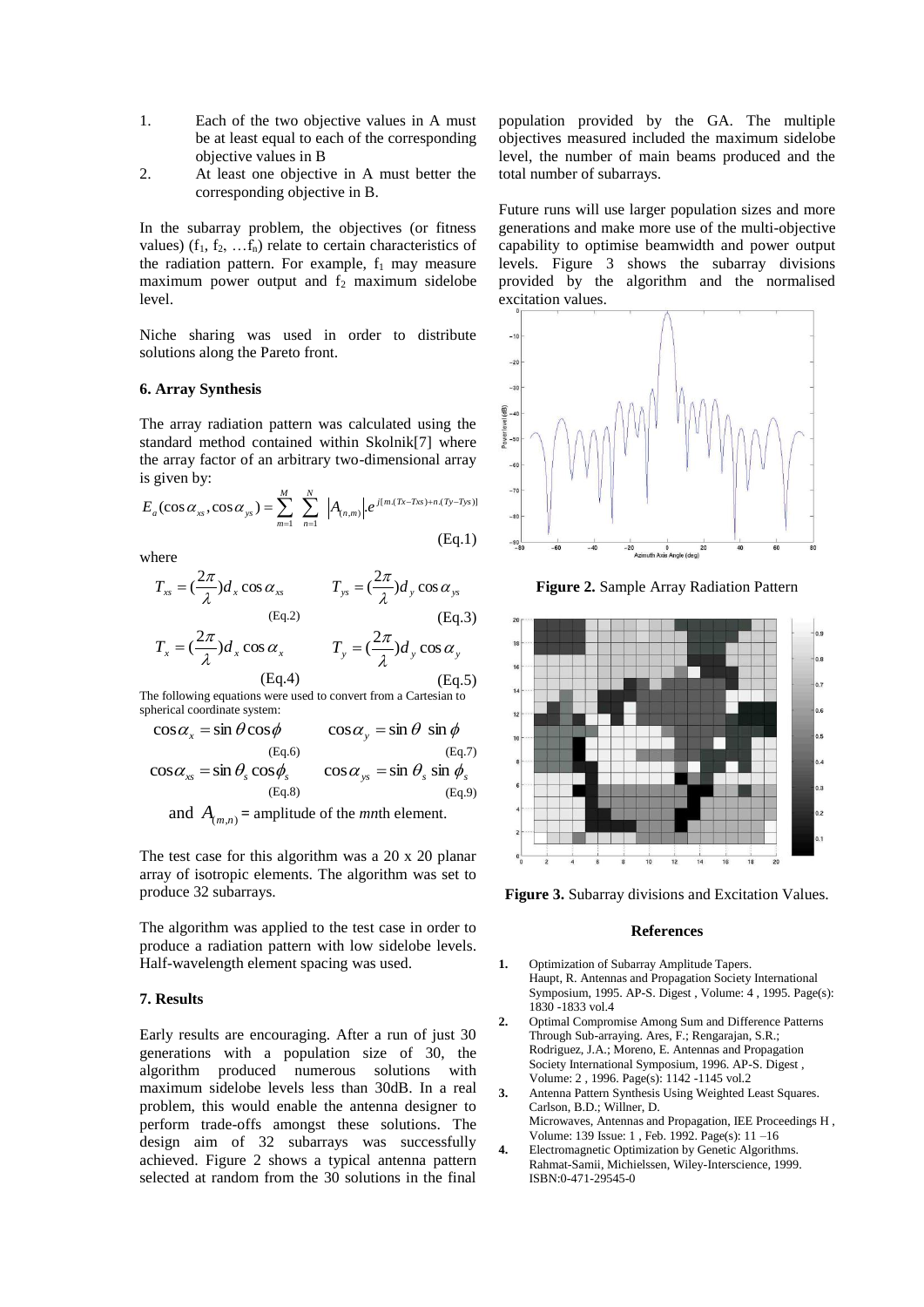1. Each of the two objective values in A must be at least equal to each of the corresponding objective values in B
2. At least one objective in A must better the corresponding objective in B.

In the subarray problem, the objectives (or fitness values) ($f_1$, $f_2$, …$f_n$) relate to certain characteristics of the radiation pattern. For example, $f_1$ may measure maximum power output and $f_2$ maximum sidelobe level.

Niche sharing was used in order to distribute solutions along the Pareto front.

### 6. Array Synthesis

The array radiation pattern was calculated using the standard method contained within Skolnik[7] where the array factor of an arbitrary two-dimensional array is given by:

$$E_a(\cos\alpha_{xs}, \cos\alpha_{ys}) = \sum_{m=1}^{M} \sum_{n=1}^{N} \left|A_{(n,m)}\right| . e^{j[m.(Tx - Txs) + n.(Ty - Tys)]} \quad \text{(Eq.1)}$$

where

$$T_{xs} = \left(\frac{2\pi}{\lambda}\right) d_x \cos\alpha_{xs} \quad \text{(Eq.2)} \qquad T_{ys} = \left(\frac{2\pi}{\lambda}\right) d_y \cos\alpha_{ys} \quad \text{(Eq.3)}$$

$$T_x = \left(\frac{2\pi}{\lambda}\right) d_x \cos\alpha_x \quad \text{(Eq.4)} \qquad T_y = \left(\frac{2\pi}{\lambda}\right) d_y \cos\alpha_y \quad \text{(Eq.5)}$$

The following equations were used to convert from a Cartesian to spherical coordinate system:

$$\cos\alpha_x = \sin\theta \cos\phi \quad \text{(Eq.6)} \qquad \cos\alpha_y = \sin\theta \sin\phi \quad \text{(Eq.7)}$$

$$\cos\alpha_{xs} = \sin\theta_s \cos\phi_s \quad \text{(Eq.8)} \qquad \cos\alpha_{ys} = \sin\theta_s \sin\phi_s \quad \text{(Eq.9)}$$

and $A_{(m,n)}$ = amplitude of the *mn*th element.

The test case for this algorithm was a 20 x 20 planar array of isotropic elements. The algorithm was set to produce 32 subarrays.

The algorithm was applied to the test case in order to produce a radiation pattern with low sidelobe levels. Half-wavelength element spacing was used.

### 7. Results

Early results are encouraging. After a run of just 30 generations with a population size of 30, the algorithm produced numerous solutions with maximum sidelobe levels less than 30dB. In a real problem, this would enable the antenna designer to perform trade-offs amongst these solutions. The design aim of 32 subarrays was successfully achieved. Figure 2 shows a typical antenna pattern selected at random from the 30 solutions in the final population provided by the GA. The multiple objectives measured included the maximum sidelobe level, the number of main beams produced and the total number of subarrays.

Future runs will use larger population sizes and more generations and make more use of the multi-objective capability to optimise beamwidth and power output levels. Figure 3 shows the subarray divisions provided by the algorithm and the normalised excitation values.

Power level (dB)

Azimuth Axis Angle (deg)

**Figure 2.** Sample Array Radiation Pattern

**Figure 3.** Subarray divisions and Excitation Values.

### References

1. Optimization of Subarray Amplitude Tapers. Haupt, R. Antennas and Propagation Society International Symposium, 1995. AP-S. Digest , Volume: 4 , 1995. Page(s): 1830 -1833 vol.4
2. Optimal Compromise Among Sum and Difference Patterns Through Sub-arraying. Ares, F.; Rengarajan, S.R.; Rodriguez, J.A.; Moreno, E. Antennas and Propagation Society International Symposium, 1996. AP-S. Digest , Volume: 2 , 1996. Page(s): 1142 -1145 vol.2
3. Antenna Pattern Synthesis Using Weighted Least Squares. Carlson, B.D.; Willner, D. Microwaves, Antennas and Propagation, IEE Proceedings H , Volume: 139 Issue: 1 , Feb. 1992. Page(s): 11 –16
4. Electromagnetic Optimization by Genetic Algorithms. Rahmat-Samii, Michielssen, Wiley-Interscience, 1999. ISBN:0-471-29545-0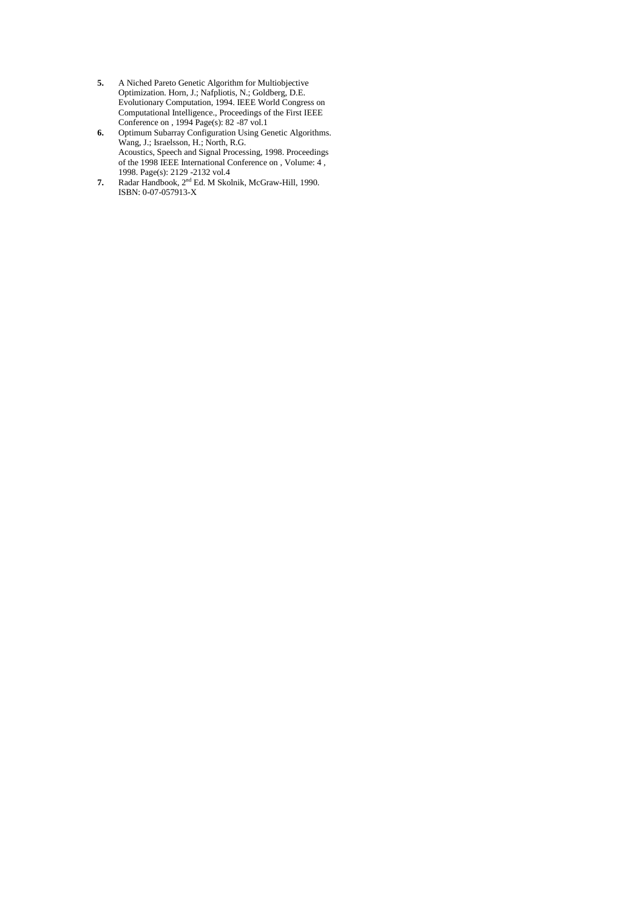5. A Niched Pareto Genetic Algorithm for Multiobjective Optimization. Horn, J.; Nafpliotis, N.; Goldberg, D.E. Evolutionary Computation, 1994. IEEE World Congress on Computational Intelligence., Proceedings of the First IEEE Conference on , 1994 Page(s): 82 -87 vol.1
6. Optimum Subarray Configuration Using Genetic Algorithms. Wang, J.; Israelsson, H.; North, R.G. Acoustics, Speech and Signal Processing, 1998. Proceedings of the 1998 IEEE International Conference on , Volume: 4 , 1998. Page(s): 2129 -2132 vol.4
7. Radar Handbook, 2nd Ed. M Skolnik, McGraw-Hill, 1990. ISBN: 0-07-057913-X